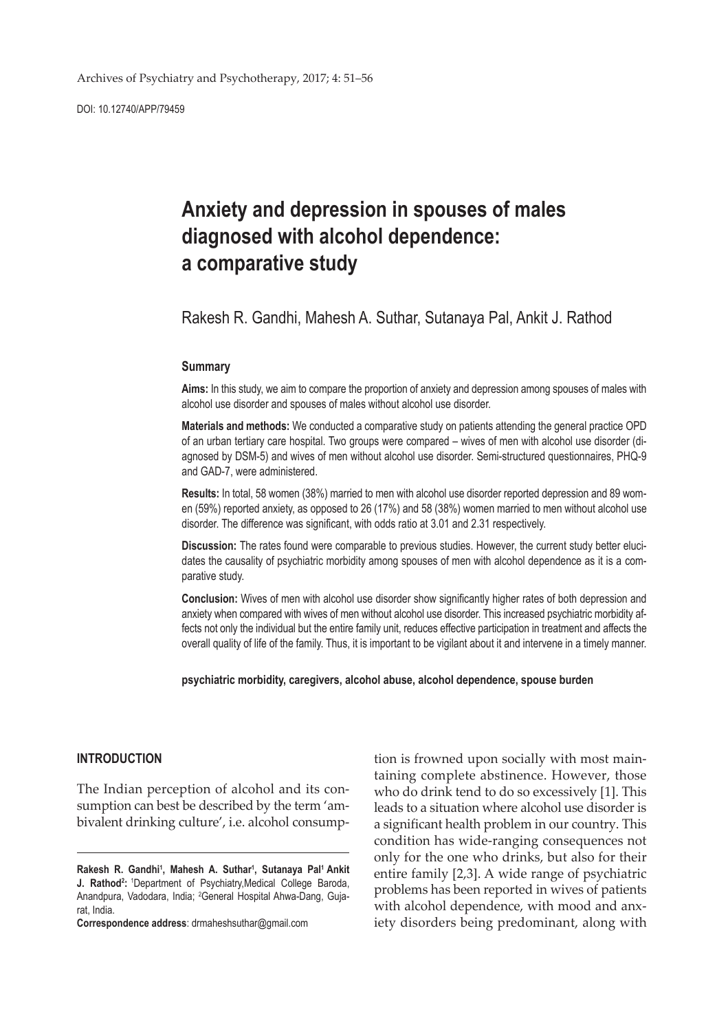Archives of Psychiatry and Psychotherapy, 2017; 4: 51–56

DOI: 10.12740/APP/79459

# Anxiety and depression in spouses of males diagnosed with alcohol dependence: a comparative study

Rakesh R. Gandhi, Mahesh A. Suthar, Sutanaya Pal, Ankit J. Rathod

### Summary

**Aims:** In this study, we aim to compare the proportion of anxiety and depression among spouses of males with alcohol use disorder and spouses of males without alcohol use disorder.

**Materials and methods:** We conducted a comparative study on patients attending the general practice OPD of an urban tertiary care hospital. Two groups were compared – wives of men with alcohol use disorder (diagnosed by DSM-5) and wives of men without alcohol use disorder. Semi-structured questionnaires, PHQ-9 and GAD-7, were administered.

**Results:** In total, 58 women (38%) married to men with alcohol use disorder reported depression and 89 women (59%) reported anxiety, as opposed to 26 (17%) and 58 (38%) women married to men without alcohol use disorder. The difference was significant, with odds ratio at 3.01 and 2.31 respectively.

**Discussion:** The rates found were comparable to previous studies. However, the current study better elucidates the causality of psychiatric morbidity among spouses of men with alcohol dependence as it is a comparative study.

**Conclusion:** Wives of men with alcohol use disorder show significantly higher rates of both depression and anxiety when compared with wives of men without alcohol use disorder. This increased psychiatric morbidity affects not only the individual but the entire family unit, reduces effective participation in treatment and affects the overall quality of life of the family. Thus, it is important to be vigilant about it and intervene in a timely manner.

**psychiatric morbidity, caregivers, alcohol abuse, alcohol dependence, spouse burden**

## INTRODUCTION

The Indian perception of alcohol and its consumption can best be described by the term 'ambivalent drinking culture', i.e. alcohol consumption is frowned upon socially with most maintaining complete abstinence. However, those who do drink tend to do so excessively [1]. This leads to a situation where alcohol use disorder is a significant health problem in our country. This condition has wide-ranging consequences not only for the one who drinks, but also for their entire family [2,3]. A wide range of psychiatric problems has been reported in wives of patients with alcohol dependence, with mood and anxiety disorders being predominant, along with

**Rakesh R. Gandhi[1], Mahesh A. Suthar[1], Sutanaya Pal[1] Ankit J. Rathod[2]:** [1]Department of Psychiatry,Medical College Baroda, Anandpura, Vadodara, India; [2]General Hospital Ahwa-Dang, Gujarat, India.

**Correspondence address**: drmaheshsuthar@gmail.com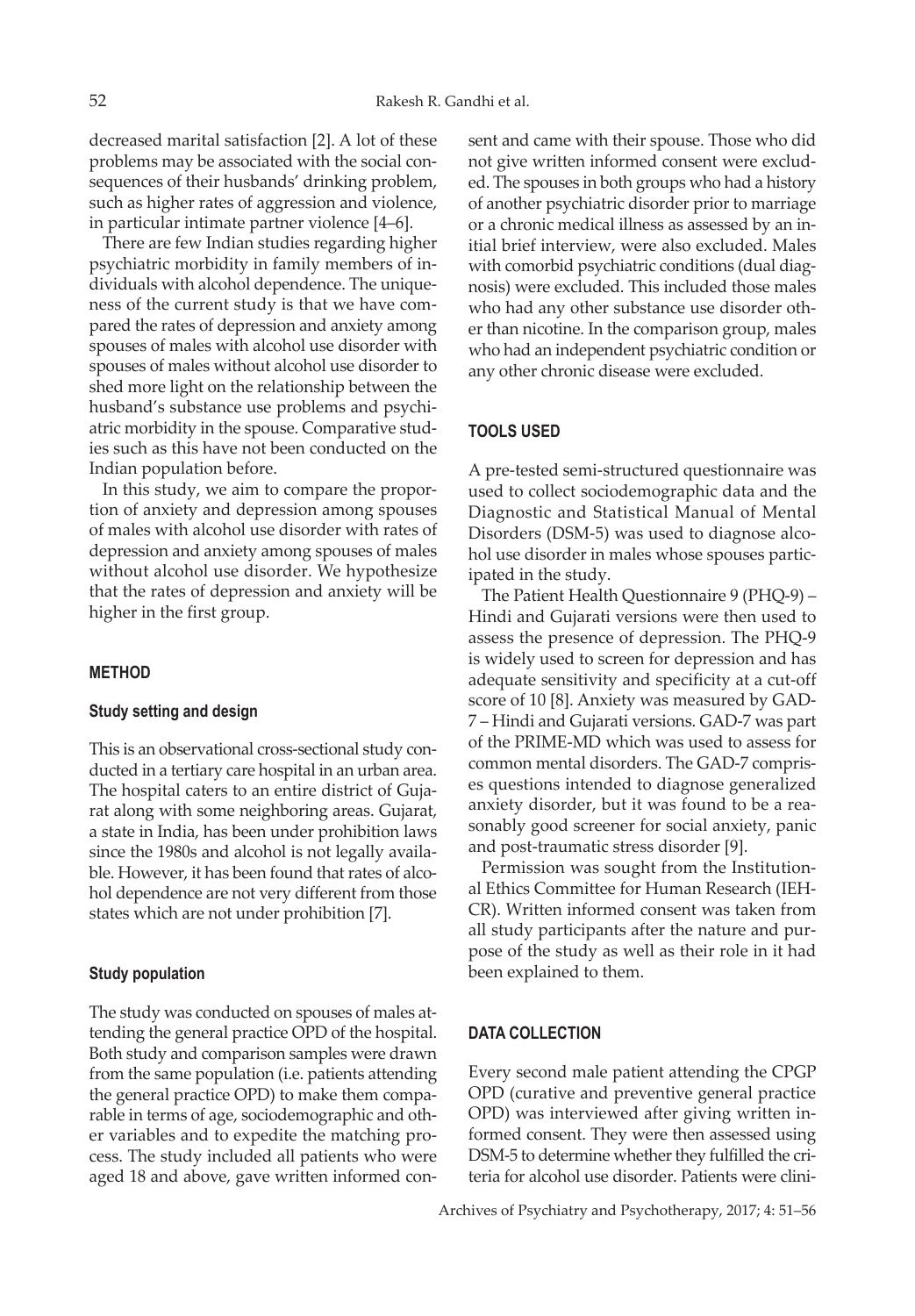decreased marital satisfaction [2]. A lot of these problems may be associated with the social consequences of their husbands' drinking problem, such as higher rates of aggression and violence, in particular intimate partner violence [4–6].

There are few Indian studies regarding higher psychiatric morbidity in family members of individuals with alcohol dependence. The uniqueness of the current study is that we have compared the rates of depression and anxiety among spouses of males with alcohol use disorder with spouses of males without alcohol use disorder to shed more light on the relationship between the husband's substance use problems and psychiatric morbidity in the spouse. Comparative studies such as this have not been conducted on the Indian population before.

In this study, we aim to compare the proportion of anxiety and depression among spouses of males with alcohol use disorder with rates of depression and anxiety among spouses of males without alcohol use disorder. We hypothesize that the rates of depression and anxiety will be higher in the first group.

## METHOD

### Study setting and design

This is an observational cross-sectional study conducted in a tertiary care hospital in an urban area. The hospital caters to an entire district of Gujarat along with some neighboring areas. Gujarat, a state in India, has been under prohibition laws since the 1980s and alcohol is not legally available. However, it has been found that rates of alcohol dependence are not very different from those states which are not under prohibition [7].

### Study population

The study was conducted on spouses of males attending the general practice OPD of the hospital. Both study and comparison samples were drawn from the same population (i.e. patients attending the general practice OPD) to make them comparable in terms of age, sociodemographic and other variables and to expedite the matching process. The study included all patients who were aged 18 and above, gave written informed consent and came with their spouse. Those who did not give written informed consent were excluded. The spouses in both groups who had a history of another psychiatric disorder prior to marriage or a chronic medical illness as assessed by an initial brief interview, were also excluded. Males with comorbid psychiatric conditions (dual diagnosis) were excluded. This included those males who had any other substance use disorder other than nicotine. In the comparison group, males who had an independent psychiatric condition or any other chronic disease were excluded.

## TOOLS USED

A pre-tested semi-structured questionnaire was used to collect sociodemographic data and the Diagnostic and Statistical Manual of Mental Disorders (DSM-5) was used to diagnose alcohol use disorder in males whose spouses participated in the study.

The Patient Health Questionnaire 9 (PHQ-9) – Hindi and Gujarati versions were then used to assess the presence of depression. The PHQ-9 is widely used to screen for depression and has adequate sensitivity and specificity at a cut-off score of 10 [8]. Anxiety was measured by GAD-7 – Hindi and Gujarati versions. GAD-7 was part of the PRIME-MD which was used to assess for common mental disorders. The GAD-7 comprises questions intended to diagnose generalized anxiety disorder, but it was found to be a reasonably good screener for social anxiety, panic and post-traumatic stress disorder [9].

Permission was sought from the Institutional Ethics Committee for Human Research (IEHCR). Written informed consent was taken from all study participants after the nature and purpose of the study as well as their role in it had been explained to them.

## DATA COLLECTION

Every second male patient attending the CPGP OPD (curative and preventive general practice OPD) was interviewed after giving written informed consent. They were then assessed using DSM-5 to determine whether they fulfilled the criteria for alcohol use disorder. Patients were clini-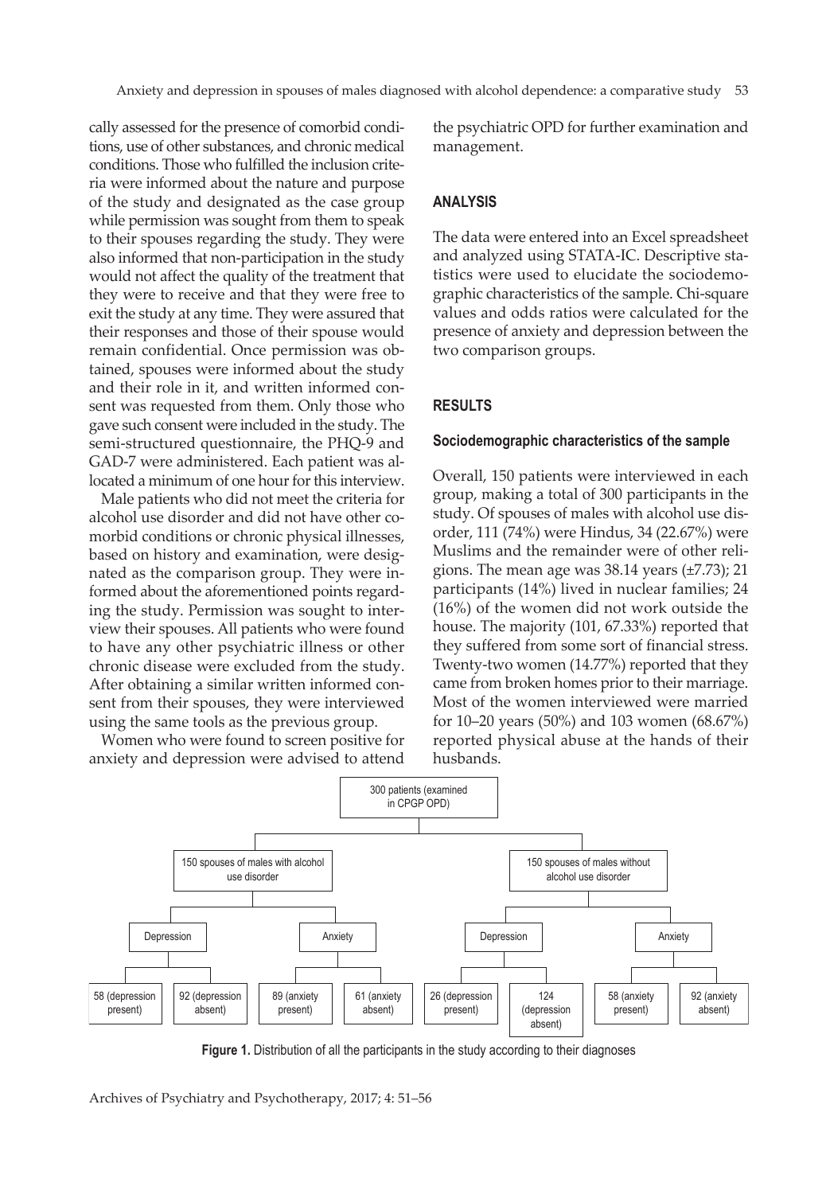cally assessed for the presence of comorbid conditions, use of other substances, and chronic medical conditions. Those who fulfilled the inclusion criteria were informed about the nature and purpose of the study and designated as the case group while permission was sought from them to speak to their spouses regarding the study. They were also informed that non-participation in the study would not affect the quality of the treatment that they were to receive and that they were free to exit the study at any time. They were assured that their responses and those of their spouse would remain confidential. Once permission was obtained, spouses were informed about the study and their role in it, and written informed consent was requested from them. Only those who gave such consent were included in the study. The semi-structured questionnaire, the PHQ-9 and GAD-7 were administered. Each patient was allocated a minimum of one hour for this interview.

Male patients who did not meet the criteria for alcohol use disorder and did not have other comorbid conditions or chronic physical illnesses, based on history and examination, were designated as the comparison group. They were informed about the aforementioned points regarding the study. Permission was sought to interview their spouses. All patients who were found to have any other psychiatric illness or other chronic disease were excluded from the study. After obtaining a similar written informed consent from their spouses, they were interviewed using the same tools as the previous group.

Women who were found to screen positive for anxiety and depression were advised to attend the psychiatric OPD for further examination and management.

## ANALYSIS

The data were entered into an Excel spreadsheet and analyzed using STATA-IC. Descriptive statistics were used to elucidate the sociodemographic characteristics of the sample. Chi-square values and odds ratios were calculated for the presence of anxiety and depression between the two comparison groups.

## RESULTS

### Sociodemographic characteristics of the sample

Overall, 150 patients were interviewed in each group, making a total of 300 participants in the study. Of spouses of males with alcohol use disorder, 111 (74%) were Hindus, 34 (22.67%) were Muslims and the remainder were of other religions. The mean age was 38.14 years (±7.73); 21 participants (14%) lived in nuclear families; 24 (16%) of the women did not work outside the house. The majority (101, 67.33%) reported that they suffered from some sort of financial stress. Twenty-two women (14.77%) reported that they came from broken homes prior to their marriage. Most of the women interviewed were married for 10–20 years (50%) and 103 women (68.67%) reported physical abuse at the hands of their husbands.

- 300 patients (examined in CPGP OPD)
  - 150 spouses of males with alcohol use disorder
    - Depression
      - 58 (depression present)
      - 92 (depression absent)
    - Anxiety
      - 89 (anxiety present)
      - 61 (anxiety absent)
  - 150 spouses of males without alcohol use disorder
    - Depression
      - 26 (depression present)
      - 124 (depression absent)
    - Anxiety
      - 58 (anxiety present)
      - 92 (anxiety absent)

**Figure 1.** Distribution of all the participants in the study according to their diagnoses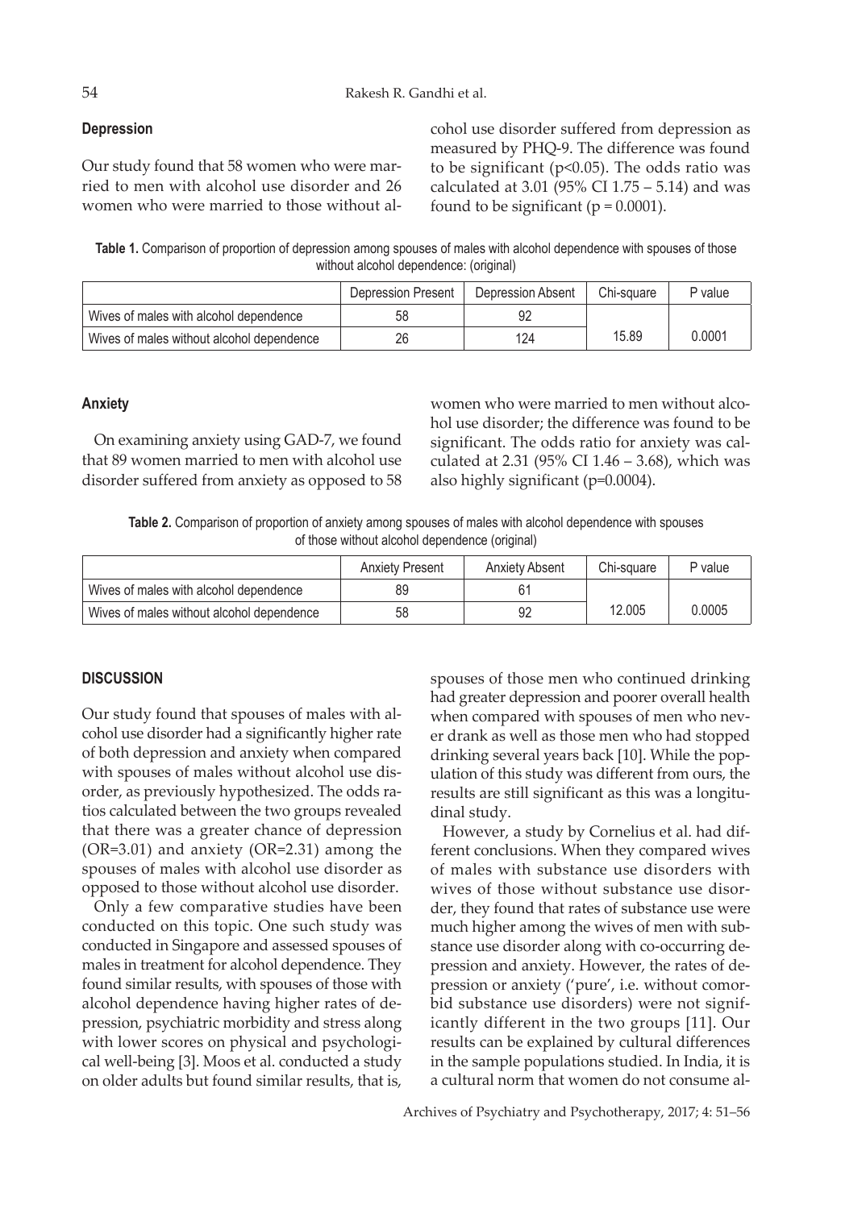### Depression

Our study found that 58 women who were married to men with alcohol use disorder and 26 women who were married to those without alcohol use disorder suffered from depression as measured by PHQ-9. The difference was found to be significant ($p<0.05$). The odds ratio was calculated at 3.01 (95% CI 1.75 – 5.14) and was found to be significant ($p = 0.0001$).

**Table 1.** Comparison of proportion of depression among spouses of males with alcohol dependence with spouses of those without alcohol dependence: (original)

| | Depression Present | Depression Absent | Chi-square | P value |
|---|---|---|---|---|
| Wives of males with alcohol dependence | 58 | 92 | 15.89 | 0.0001 |
| Wives of males without alcohol dependence | 26 | 124 | | |

### Anxiety

On examining anxiety using GAD-7, we found that 89 women married to men with alcohol use disorder suffered from anxiety as opposed to 58 women who were married to men without alcohol use disorder; the difference was found to be significant. The odds ratio for anxiety was calculated at 2.31 (95% CI 1.46 – 3.68), which was also highly significant ($p=0.0004$).

**Table 2.** Comparison of proportion of anxiety among spouses of males with alcohol dependence with spouses of those without alcohol dependence (original)

| | Anxiety Present | Anxiety Absent | Chi-square | P value |
|---|---|---|---|---|
| Wives of males with alcohol dependence | 89 | 61 | 12.005 | 0.0005 |
| Wives of males without alcohol dependence | 58 | 92 | | |

### DISCUSSION

Our study found that spouses of males with alcohol use disorder had a significantly higher rate of both depression and anxiety when compared with spouses of males without alcohol use disorder, as previously hypothesized. The odds ratios calculated between the two groups revealed that there was a greater chance of depression (OR=3.01) and anxiety (OR=2.31) among the spouses of males with alcohol use disorder as opposed to those without alcohol use disorder.

Only a few comparative studies have been conducted on this topic. One such study was conducted in Singapore and assessed spouses of males in treatment for alcohol dependence. They found similar results, with spouses of those with alcohol dependence having higher rates of depression, psychiatric morbidity and stress along with lower scores on physical and psychological well-being [3]. Moos et al. conducted a study on older adults but found similar results, that is, spouses of those men who continued drinking had greater depression and poorer overall health when compared with spouses of men who never drank as well as those men who had stopped drinking several years back [10]. While the population of this study was different from ours, the results are still significant as this was a longitudinal study.

However, a study by Cornelius et al. had different conclusions. When they compared wives of males with substance use disorders with wives of those without substance use disorder, they found that rates of substance use were much higher among the wives of men with substance use disorder along with co-occurring depression and anxiety. However, the rates of depression or anxiety ('pure', i.e. without comorbid substance use disorders) were not significantly different in the two groups [11]. Our results can be explained by cultural differences in the sample populations studied. In India, it is a cultural norm that women do not consume al-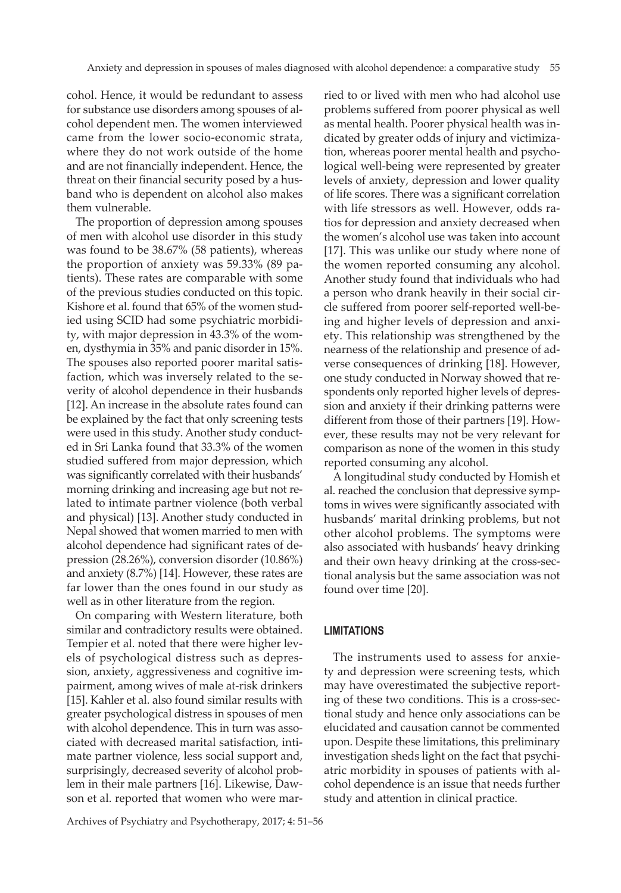cohol. Hence, it would be redundant to assess for substance use disorders among spouses of alcohol dependent men. The women interviewed came from the lower socio-economic strata, where they do not work outside of the home and are not financially independent. Hence, the threat on their financial security posed by a husband who is dependent on alcohol also makes them vulnerable.

The proportion of depression among spouses of men with alcohol use disorder in this study was found to be 38.67% (58 patients), whereas the proportion of anxiety was 59.33% (89 patients). These rates are comparable with some of the previous studies conducted on this topic. Kishore et al. found that 65% of the women studied using SCID had some psychiatric morbidity, with major depression in 43.3% of the women, dysthymia in 35% and panic disorder in 15%. The spouses also reported poorer marital satisfaction, which was inversely related to the severity of alcohol dependence in their husbands [12]. An increase in the absolute rates found can be explained by the fact that only screening tests were used in this study. Another study conducted in Sri Lanka found that 33.3% of the women studied suffered from major depression, which was significantly correlated with their husbands' morning drinking and increasing age but not related to intimate partner violence (both verbal and physical) [13]. Another study conducted in Nepal showed that women married to men with alcohol dependence had significant rates of depression (28.26%), conversion disorder (10.86%) and anxiety (8.7%) [14]. However, these rates are far lower than the ones found in our study as well as in other literature from the region.

On comparing with Western literature, both similar and contradictory results were obtained. Tempier et al. noted that there were higher levels of psychological distress such as depression, anxiety, aggressiveness and cognitive impairment, among wives of male at-risk drinkers [15]. Kahler et al. also found similar results with greater psychological distress in spouses of men with alcohol dependence. This in turn was associated with decreased marital satisfaction, intimate partner violence, less social support and, surprisingly, decreased severity of alcohol problem in their male partners [16]. Likewise, Dawson et al. reported that women who were married to or lived with men who had alcohol use problems suffered from poorer physical as well as mental health. Poorer physical health was indicated by greater odds of injury and victimization, whereas poorer mental health and psychological well-being were represented by greater levels of anxiety, depression and lower quality of life scores. There was a significant correlation with life stressors as well. However, odds ratios for depression and anxiety decreased when the women's alcohol use was taken into account [17]. This was unlike our study where none of the women reported consuming any alcohol. Another study found that individuals who had a person who drank heavily in their social circle suffered from poorer self-reported well-being and higher levels of depression and anxiety. This relationship was strengthened by the nearness of the relationship and presence of adverse consequences of drinking [18]. However, one study conducted in Norway showed that respondents only reported higher levels of depression and anxiety if their drinking patterns were different from those of their partners [19]. However, these results may not be very relevant for comparison as none of the women in this study reported consuming any alcohol.

A longitudinal study conducted by Homish et al. reached the conclusion that depressive symptoms in wives were significantly associated with husbands' marital drinking problems, but not other alcohol problems. The symptoms were also associated with husbands' heavy drinking and their own heavy drinking at the cross-sectional analysis but the same association was not found over time [20].

## LIMITATIONS

The instruments used to assess for anxiety and depression were screening tests, which may have overestimated the subjective reporting of these two conditions. This is a cross-sectional study and hence only associations can be elucidated and causation cannot be commented upon. Despite these limitations, this preliminary investigation sheds light on the fact that psychiatric morbidity in spouses of patients with alcohol dependence is an issue that needs further study and attention in clinical practice.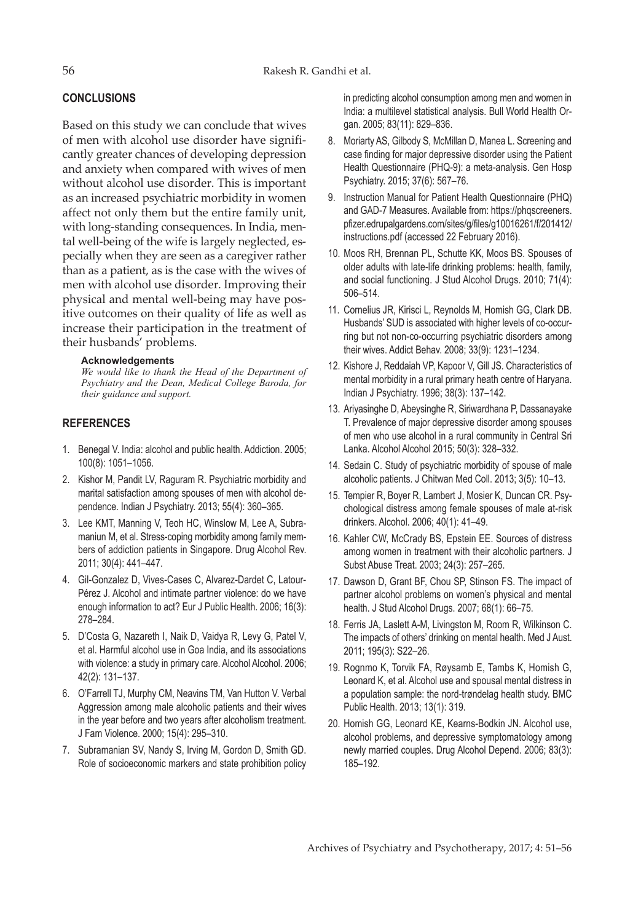## CONCLUSIONS

Based on this study we can conclude that wives of men with alcohol use disorder have significantly greater chances of developing depression and anxiety when compared with wives of men without alcohol use disorder. This is important as an increased psychiatric morbidity in women affect not only them but the entire family unit, with long-standing consequences. In India, mental well-being of the wife is largely neglected, especially when they are seen as a caregiver rather than as a patient, as is the case with the wives of men with alcohol use disorder. Improving their physical and mental well-being may have positive outcomes on their quality of life as well as increase their participation in the treatment of their husbands' problems.

**Acknowledgements**

*We would like to thank the Head of the Department of Psychiatry and the Dean, Medical College Baroda, for their guidance and support.*

## REFERENCES

1. Benegal V. India: alcohol and public health. Addiction. 2005; 100(8): 1051–1056.
2. Kishor M, Pandit LV, Raguram R. Psychiatric morbidity and marital satisfaction among spouses of men with alcohol dependence. Indian J Psychiatry. 2013; 55(4): 360–365.
3. Lee KMT, Manning V, Teoh HC, Winslow M, Lee A, Subramaniun M, et al. Stress-coping morbidity among family members of addiction patients in Singapore. Drug Alcohol Rev. 2011; 30(4): 441–447.
4. Gil-Gonzalez D, Vives-Cases C, Alvarez-Dardet C, Latour-Pérez J. Alcohol and intimate partner violence: do we have enough information to act? Eur J Public Health. 2006; 16(3): 278–284.
5. D'Costa G, Nazareth I, Naik D, Vaidya R, Levy G, Patel V, et al. Harmful alcohol use in Goa India, and its associations with violence: a study in primary care. Alcohol Alcohol. 2006; 42(2): 131–137.
6. O'Farrell TJ, Murphy CM, Neavins TM, Van Hutton V. Verbal Aggression among male alcoholic patients and their wives in the year before and two years after alcoholism treatment. J Fam Violence. 2000; 15(4): 295–310.
7. Subramanian SV, Nandy S, Irving M, Gordon D, Smith GD. Role of socioeconomic markers and state prohibition policy in predicting alcohol consumption among men and women in India: a multilevel statistical analysis. Bull World Health Organ. 2005; 83(11): 829–836.
8. Moriarty AS, Gilbody S, McMillan D, Manea L. Screening and case finding for major depressive disorder using the Patient Health Questionnaire (PHQ-9): a meta-analysis. Gen Hosp Psychiatry. 2015; 37(6): 567–76.
9. Instruction Manual for Patient Health Questionnaire (PHQ) and GAD-7 Measures. Available from: https://phqscreeners.pfizer.edrupalgardens.com/sites/g/files/g10016261/f/201412/instructions.pdf (accessed 22 February 2016).
10. Moos RH, Brennan PL, Schutte KK, Moos BS. Spouses of older adults with late-life drinking problems: health, family, and social functioning. J Stud Alcohol Drugs. 2010; 71(4): 506–514.
11. Cornelius JR, Kirisci L, Reynolds M, Homish GG, Clark DB. Husbands' SUD is associated with higher levels of co-occurring but not non-co-occurring psychiatric disorders among their wives. Addict Behav. 2008; 33(9): 1231–1234.
12. Kishore J, Reddaiah VP, Kapoor V, Gill JS. Characteristics of mental morbidity in a rural primary heath centre of Haryana. Indian J Psychiatry. 1996; 38(3): 137–142.
13. Ariyasinghe D, Abeysinghe R, Siriwardhana P, Dassanayake T. Prevalence of major depressive disorder among spouses of men who use alcohol in a rural community in Central Sri Lanka. Alcohol Alcohol 2015; 50(3): 328–332.
14. Sedain C. Study of psychiatric morbidity of spouse of male alcoholic patients. J Chitwan Med Coll. 2013; 3(5): 10–13.
15. Tempier R, Boyer R, Lambert J, Mosier K, Duncan CR. Psychological distress among female spouses of male at-risk drinkers. Alcohol. 2006; 40(1): 41–49.
16. Kahler CW, McCrady BS, Epstein EE. Sources of distress among women in treatment with their alcoholic partners. J Subst Abuse Treat. 2003; 24(3): 257–265.
17. Dawson D, Grant BF, Chou SP, Stinson FS. The impact of partner alcohol problems on women's physical and mental health. J Stud Alcohol Drugs. 2007; 68(1): 66–75.
18. Ferris JA, Laslett A-M, Livingston M, Room R, Wilkinson C. The impacts of others' drinking on mental health. Med J Aust. 2011; 195(3): S22–26.
19. Rognmo K, Torvik FA, Røysamb E, Tambs K, Homish G, Leonard K, et al. Alcohol use and spousal mental distress in a population sample: the nord-trøndelag health study. BMC Public Health. 2013; 13(1): 319.
20. Homish GG, Leonard KE, Kearns-Bodkin JN. Alcohol use, alcohol problems, and depressive symptomatology among newly married couples. Drug Alcohol Depend. 2006; 83(3): 185–192.